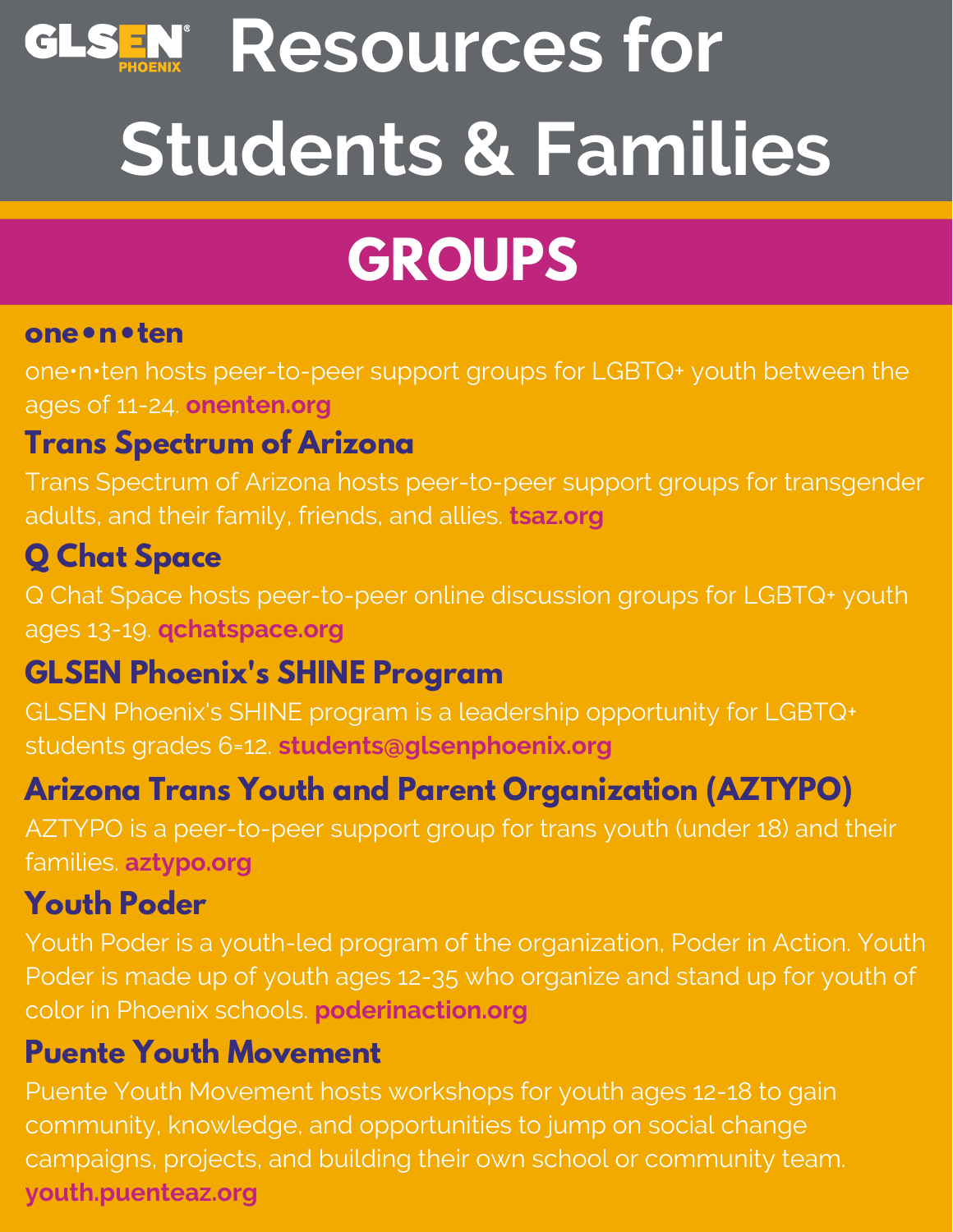# GLSEN PHOENIX Resources for Students & Families

## GROUPS

### one•n•ten

one•n•ten hosts peer-to-peer support groups for LGBTQ+ youth between the ages of 11-24. **onenten.org**

### Trans Spectrum of Arizona

Trans Spectrum of Arizona hosts peer-to-peer support groups for transgender adults, and their family, friends, and allies. **tsaz.org**

### Q Chat Space

Q Chat Space hosts peer-to-peer online discussion groups for LGBTQ+ youth ages 13-19. **qchatspace.org**

### GLSEN Phoenix's SHINE Program

GLSEN Phoenix's SHINE program is a leadership opportunity for LGBTQ+ students grades 6-12. **students@glsenphoenix.org**

### Arizona Trans Youth and Parent Organization (AZTYPO)

AZTYPO is a peer-to-peer support group for trans youth (under 18) and their families. **aztypo.org**

### Youth Poder

Youth Poder is a youth-led program of the organization, Poder in Action. Youth Poder is made up of youth ages 12-35 who organize and stand up for youth of color in Phoenix schools. **poderinaction.org**

### Puente Youth Movement

Puente Youth Movement hosts workshops for youth ages 12-18 to gain community, knowledge, and opportunities to jump on social change campaigns, projects, and building their own school or community team. **youth.puenteaz.org**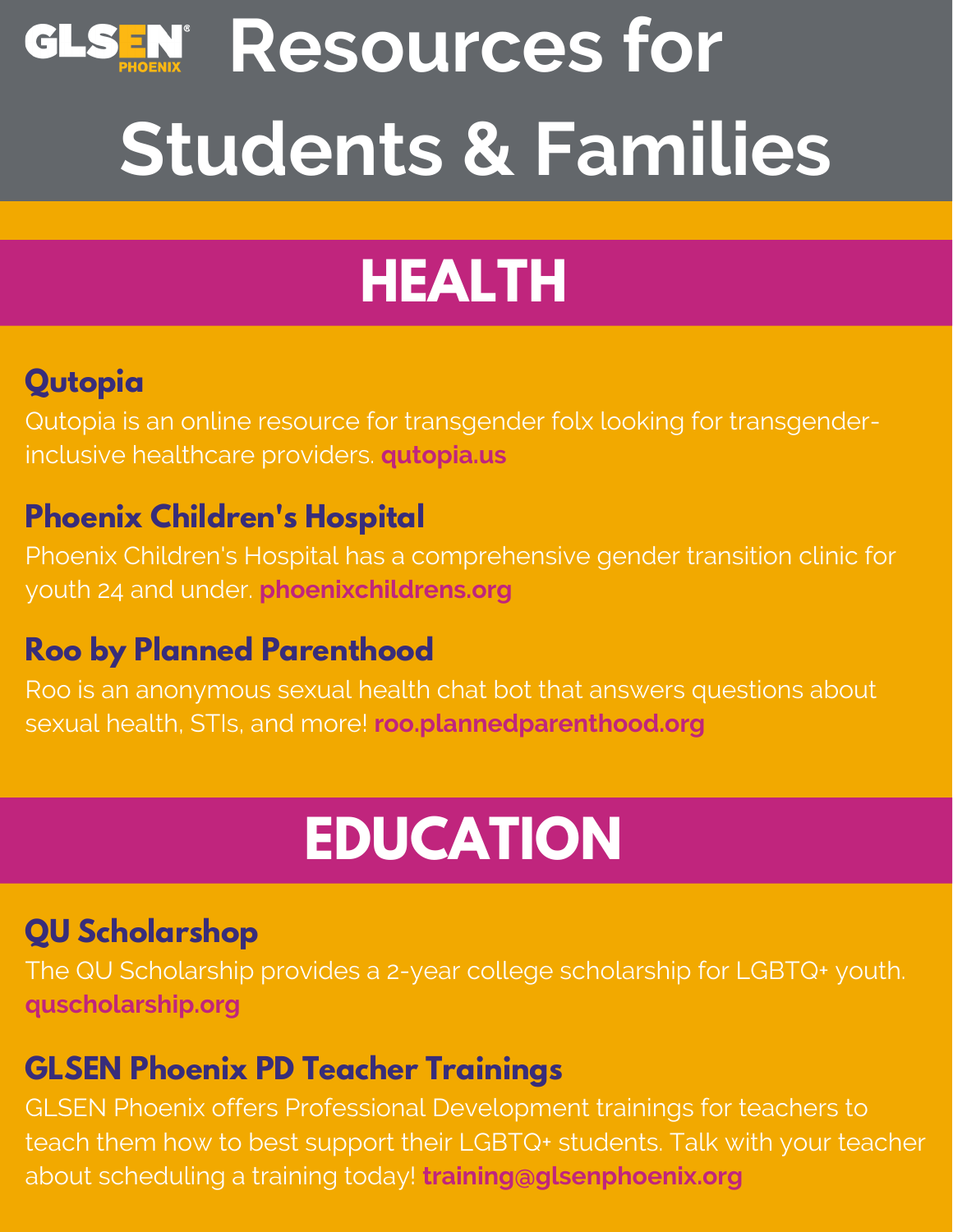# GLSEN PHOENIX Resources for Students & Families

## HEALTH

### Qutopia

Qutopia is an online resource for transgender folx looking for transgender-inclusive healthcare providers. **qutopia.us**

### Phoenix Children's Hospital

Phoenix Children's Hospital has a comprehensive gender transition clinic for youth 24 and under. **phoenixchildrens.org**

### Roo by Planned Parenthood

Roo is an anonymous sexual health chat bot that answers questions about sexual health, STIs, and more! **roo.plannedparenthood.org**

## EDUCATION

### QU Scholarshop

The QU Scholarship provides a 2-year college scholarship for LGBTQ+ youth. **quscholarship.org**

### GLSEN Phoenix PD Teacher Trainings

GLSEN Phoenix offers Professional Development trainings for teachers to teach them how to best support their LGBTQ+ students. Talk with your teacher about scheduling a training today! **training@glsenphoenix.org**